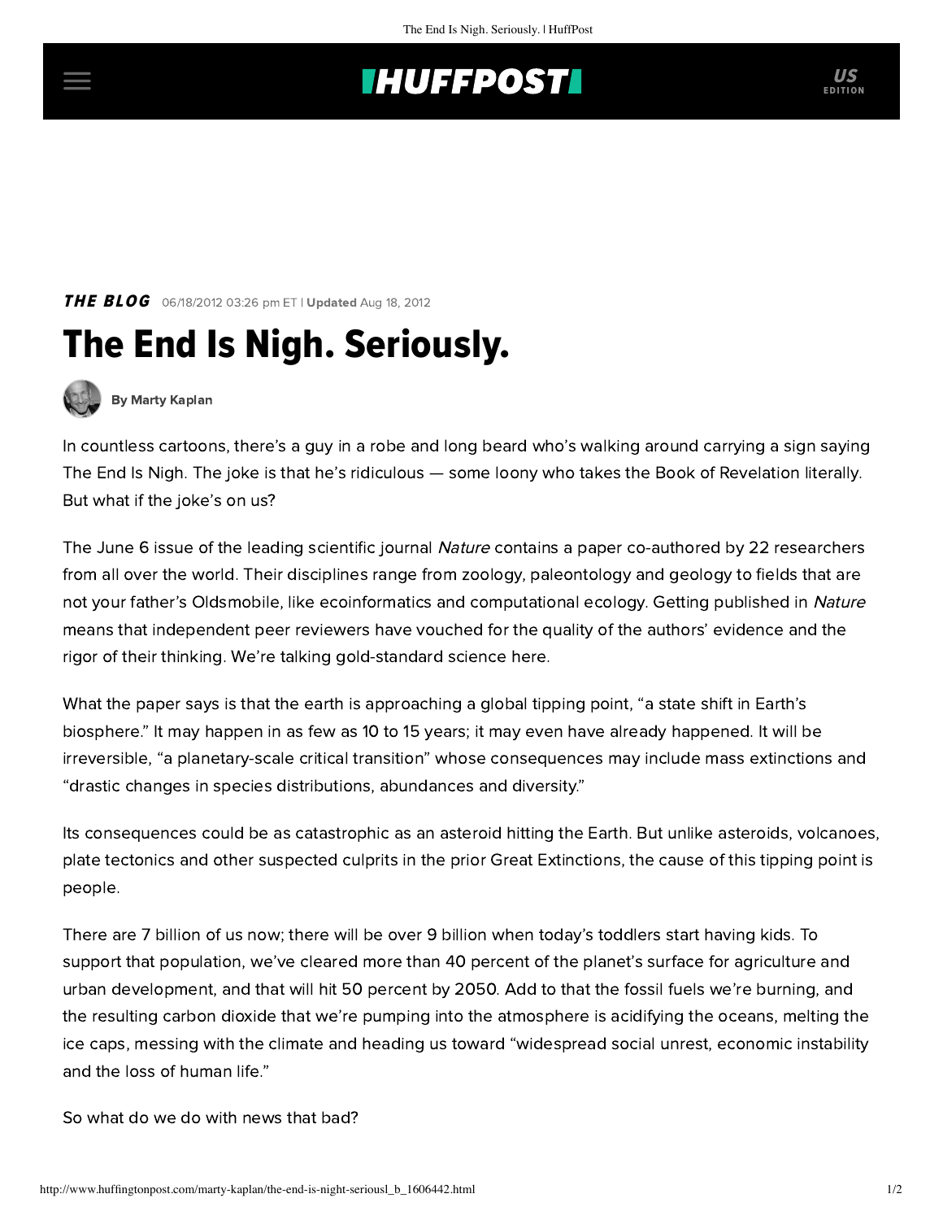**THE BLOG** 06/18/2012 03:26 pm ET | **Updated** Aug 18, 2012

# The End Is Nigh. Seriously.

By Marty Kaplan

In countless cartoons, there's a guy in a robe and long beard who's walking around carrying a sign saying The End Is Nigh. The joke is that he's ridiculous — some loony who takes the Book of Revelation literally. But what if the joke's on us?

The June 6 issue of the leading scientific journal *Nature* contains a paper co-authored by 22 researchers from all over the world. Their disciplines range from zoology, paleontology and geology to fields that are not your father's Oldsmobile, like ecoinformatics and computational ecology. Getting published in *Nature* means that independent peer reviewers have vouched for the quality of the authors' evidence and the rigor of their thinking. We're talking gold-standard science here.

What the paper says is that the earth is approaching a global tipping point, "a state shift in Earth's biosphere." It may happen in as few as 10 to 15 years; it may even have already happened. It will be irreversible, "a planetary-scale critical transition" whose consequences may include mass extinctions and "drastic changes in species distributions, abundances and diversity."

Its consequences could be as catastrophic as an asteroid hitting the Earth. But unlike asteroids, volcanoes, plate tectonics and other suspected culprits in the prior Great Extinctions, the cause of this tipping point is people.

There are 7 billion of us now; there will be over 9 billion when today's toddlers start having kids. To support that population, we've cleared more than 40 percent of the planet's surface for agriculture and urban development, and that will hit 50 percent by 2050. Add to that the fossil fuels we're burning, and the resulting carbon dioxide that we're pumping into the atmosphere is acidifying the oceans, melting the ice caps, messing with the climate and heading us toward "widespread social unrest, economic instability and the loss of human life."

So what do we do with news that bad?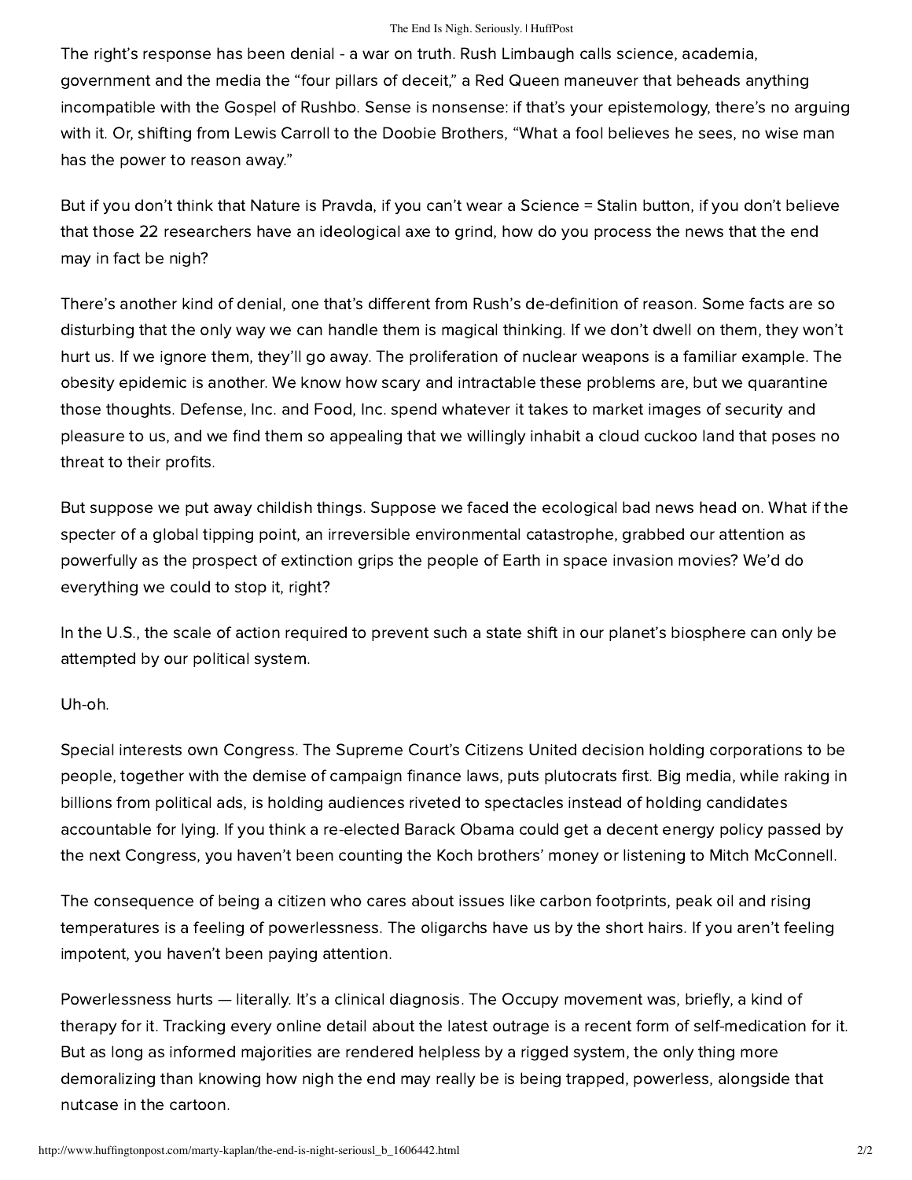The right's response has been denial - a war on truth. Rush Limbaugh calls science, academia, government and the media the "four pillars of deceit," a Red Queen maneuver that beheads anything incompatible with the Gospel of Rushbo. Sense is nonsense: if that's your epistemology, there's no arguing with it. Or, shifting from Lewis Carroll to the Doobie Brothers, "What a fool believes he sees, no wise man has the power to reason away."

But if you don't think that Nature is Pravda, if you can't wear a Science = Stalin button, if you don't believe that those 22 researchers have an ideological axe to grind, how do you process the news that the end may in fact be nigh?

There's another kind of denial, one that's different from Rush's de-definition of reason. Some facts are so disturbing that the only way we can handle them is magical thinking. If we don't dwell on them, they won't hurt us. If we ignore them, they'll go away. The proliferation of nuclear weapons is a familiar example. The obesity epidemic is another. We know how scary and intractable these problems are, but we quarantine those thoughts. Defense, Inc. and Food, Inc. spend whatever it takes to market images of security and pleasure to us, and we find them so appealing that we willingly inhabit a cloud cuckoo land that poses no threat to their profits.

But suppose we put away childish things. Suppose we faced the ecological bad news head on. What if the specter of a global tipping point, an irreversible environmental catastrophe, grabbed our attention as powerfully as the prospect of extinction grips the people of Earth in space invasion movies? We'd do everything we could to stop it, right?

In the U.S., the scale of action required to prevent such a state shift in our planet's biosphere can only be attempted by our political system.

Uh-oh.

Special interests own Congress. The Supreme Court's Citizens United decision holding corporations to be people, together with the demise of campaign finance laws, puts plutocrats first. Big media, while raking in billions from political ads, is holding audiences riveted to spectacles instead of holding candidates accountable for lying. If you think a re-elected Barack Obama could get a decent energy policy passed by the next Congress, you haven't been counting the Koch brothers' money or listening to Mitch McConnell.

The consequence of being a citizen who cares about issues like carbon footprints, peak oil and rising temperatures is a feeling of powerlessness. The oligarchs have us by the short hairs. If you aren't feeling impotent, you haven't been paying attention.

Powerlessness hurts — literally. It's a clinical diagnosis. The Occupy movement was, briefly, a kind of therapy for it. Tracking every online detail about the latest outrage is a recent form of self-medication for it. But as long as informed majorities are rendered helpless by a rigged system, the only thing more demoralizing than knowing how nigh the end may really be is being trapped, powerless, alongside that nutcase in the cartoon.